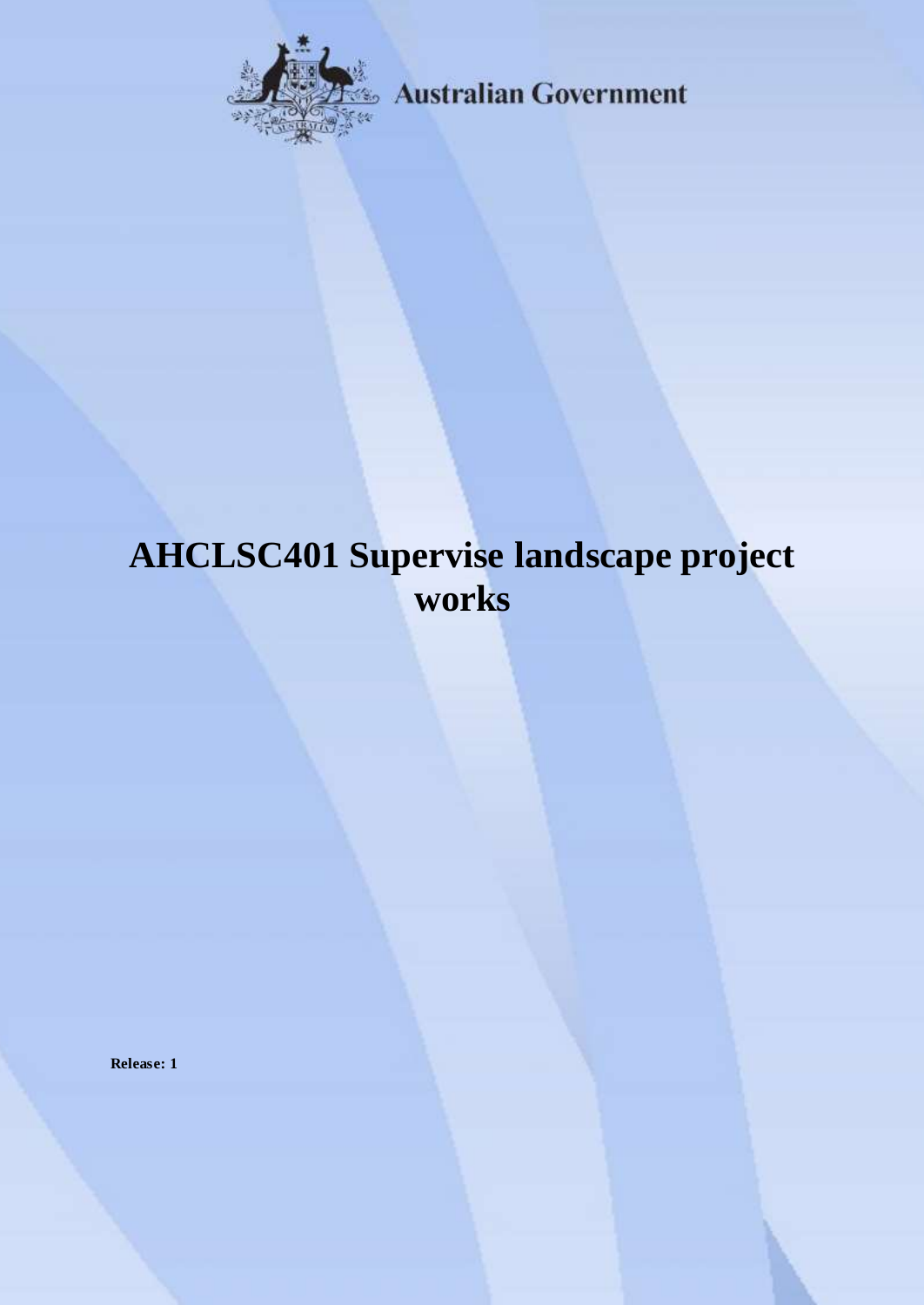Australian Government

# AHCLSC401 Supervise landscape project works

**Release: 1**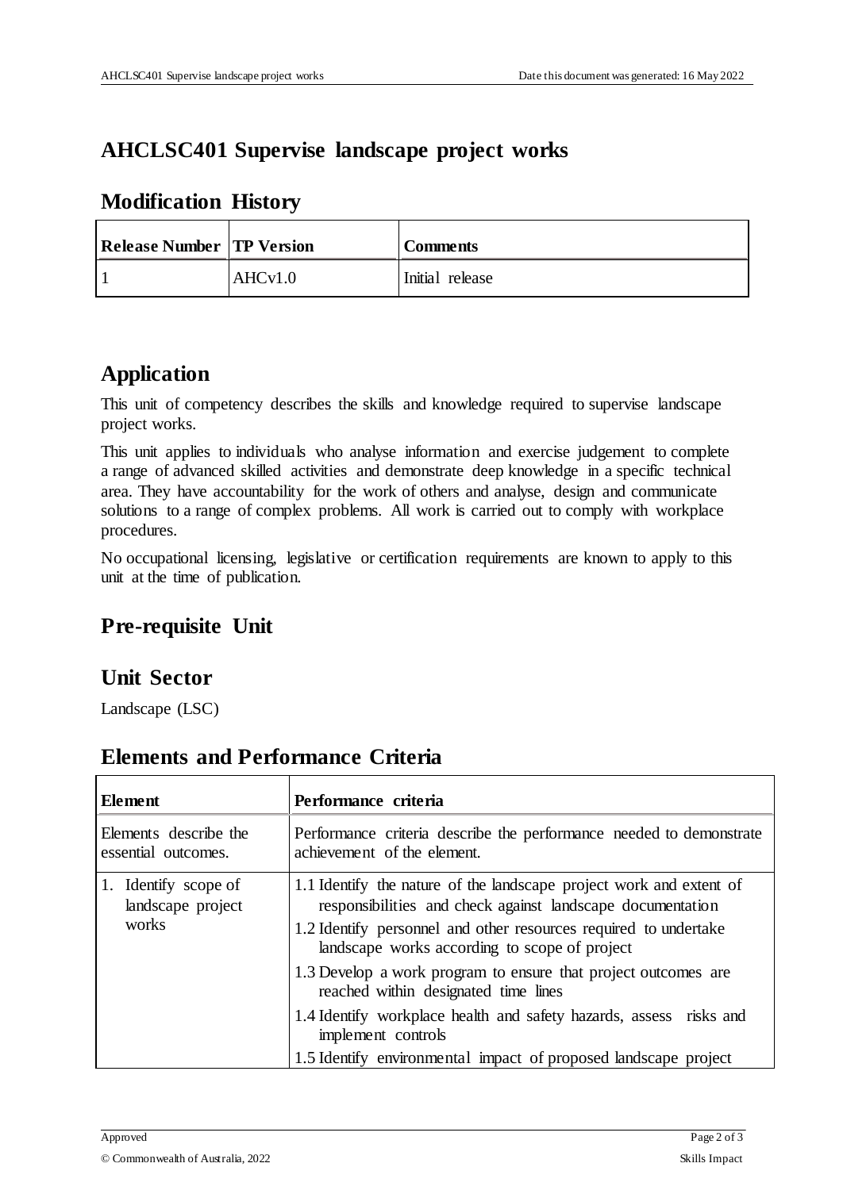# AHCLSC401 Supervise landscape project works

## Modification History

| Release Number | TP Version | Comments |
|---|---|---|
| 1 | AHCv1.0 | Initial release |

## Application

This unit of competency describes the skills and knowledge required to supervise landscape project works.

This unit applies to individuals who analyse information and exercise judgement to complete a range of advanced skilled activities and demonstrate deep knowledge in a specific technical area. They have accountability for the work of others and analyse, design and communicate solutions to a range of complex problems. All work is carried out to comply with workplace procedures.

No occupational licensing, legislative or certification requirements are known to apply to this unit at the time of publication.

## Pre-requisite Unit

## Unit Sector

Landscape (LSC)

## Elements and Performance Criteria

| Element | Performance criteria |
|---|---|
| Elements describe the essential outcomes. | Performance criteria describe the performance needed to demonstrate achievement of the element. |
| 1. Identify scope of landscape project works | 1.1 Identify the nature of the landscape project work and extent of responsibilities and check against landscape documentation<br>1.2 Identify personnel and other resources required to undertake landscape works according to scope of project<br>1.3 Develop a work program to ensure that project outcomes are reached within designated time lines<br>1.4 Identify workplace health and safety hazards, assess risks and implement controls<br>1.5 Identify environmental impact of proposed landscape project |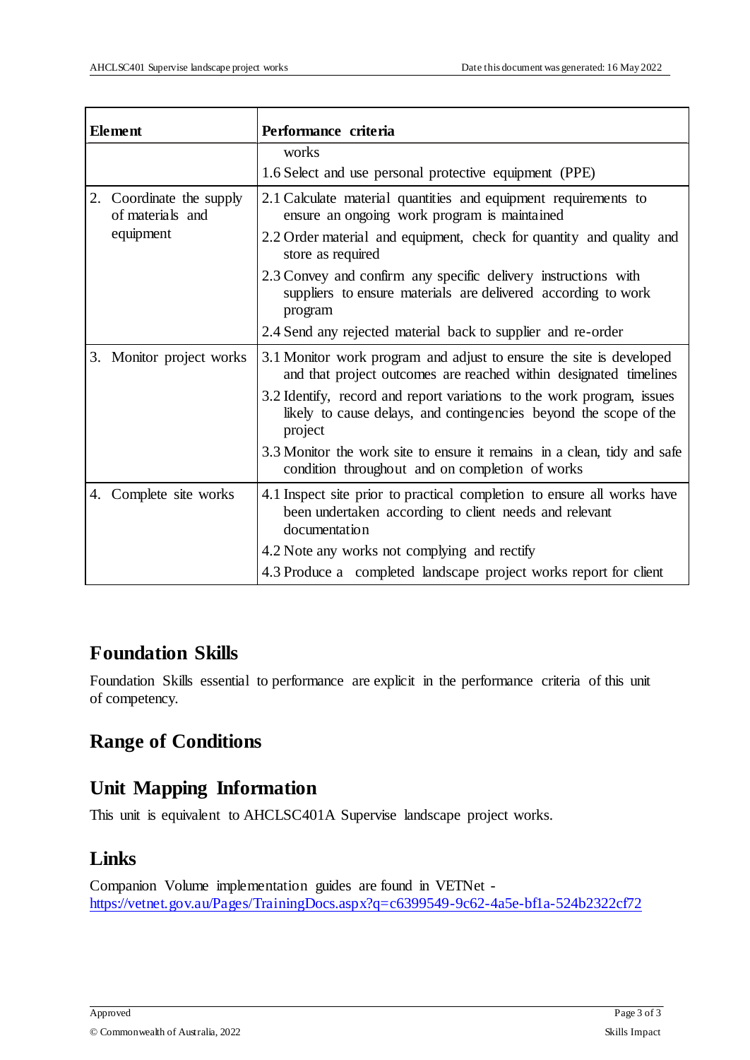| Element | Performance criteria |
|---|---|
| | works<br>1.6 Select and use personal protective equipment (PPE) |
| 2. Coordinate the supply of materials and equipment | 2.1 Calculate material quantities and equipment requirements to ensure an ongoing work program is maintained<br>2.2 Order material and equipment, check for quantity and quality and store as required<br>2.3 Convey and confirm any specific delivery instructions with suppliers to ensure materials are delivered according to work program<br>2.4 Send any rejected material back to supplier and re-order |
| 3. Monitor project works | 3.1 Monitor work program and adjust to ensure the site is developed and that project outcomes are reached within designated timelines<br>3.2 Identify, record and report variations to the work program, issues likely to cause delays, and contingencies beyond the scope of the project<br>3.3 Monitor the work site to ensure it remains in a clean, tidy and safe condition throughout and on completion of works |
| 4. Complete site works | 4.1 Inspect site prior to practical completion to ensure all works have been undertaken according to client needs and relevant documentation<br>4.2 Note any works not complying and rectify<br>4.3 Produce a completed landscape project works report for client |

## Foundation Skills

Foundation Skills essential to performance are explicit in the performance criteria of this unit of competency.

## Range of Conditions

## Unit Mapping Information

This unit is equivalent to AHCLSC401A Supervise landscape project works.

## Links

Companion Volume implementation guides are found in VETNet - https://vetnet.gov.au/Pages/TrainingDocs.aspx?q=c6399549-9c62-4a5e-bf1a-524b2322cf72